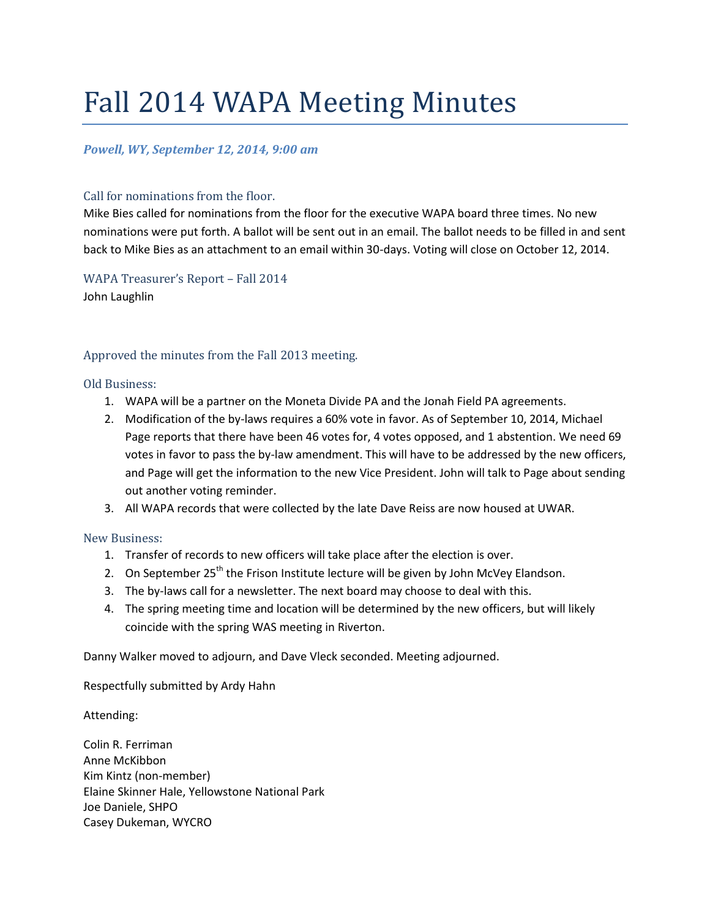# Fall 2014 WAPA Meeting Minutes

***Powell, WY, September 12, 2014, 9:00 am***

## Call for nominations from the floor.

Mike Bies called for nominations from the floor for the executive WAPA board three times. No new nominations were put forth. A ballot will be sent out in an email. The ballot needs to be filled in and sent back to Mike Bies as an attachment to an email within 30-days. Voting will close on October 12, 2014.

## WAPA Treasurer's Report – Fall 2014

John Laughlin

## Approved the minutes from the Fall 2013 meeting.

## Old Business:

1. WAPA will be a partner on the Moneta Divide PA and the Jonah Field PA agreements.
2. Modification of the by-laws requires a 60% vote in favor. As of September 10, 2014, Michael Page reports that there have been 46 votes for, 4 votes opposed, and 1 abstention. We need 69 votes in favor to pass the by-law amendment. This will have to be addressed by the new officers, and Page will get the information to the new Vice President. John will talk to Page about sending out another voting reminder.
3. All WAPA records that were collected by the late Dave Reiss are now housed at UWAR.

## New Business:

1. Transfer of records to new officers will take place after the election is over.
2. On September 25th the Frison Institute lecture will be given by John McVey Elandson.
3. The by-laws call for a newsletter. The next board may choose to deal with this.
4. The spring meeting time and location will be determined by the new officers, but will likely coincide with the spring WAS meeting in Riverton.

Danny Walker moved to adjourn, and Dave Vleck seconded. Meeting adjourned.

Respectfully submitted by Ardy Hahn

Attending:

Colin R. Ferriman
Anne McKibbon
Kim Kintz (non-member)
Elaine Skinner Hale, Yellowstone National Park
Joe Daniele, SHPO
Casey Dukeman, WYCRO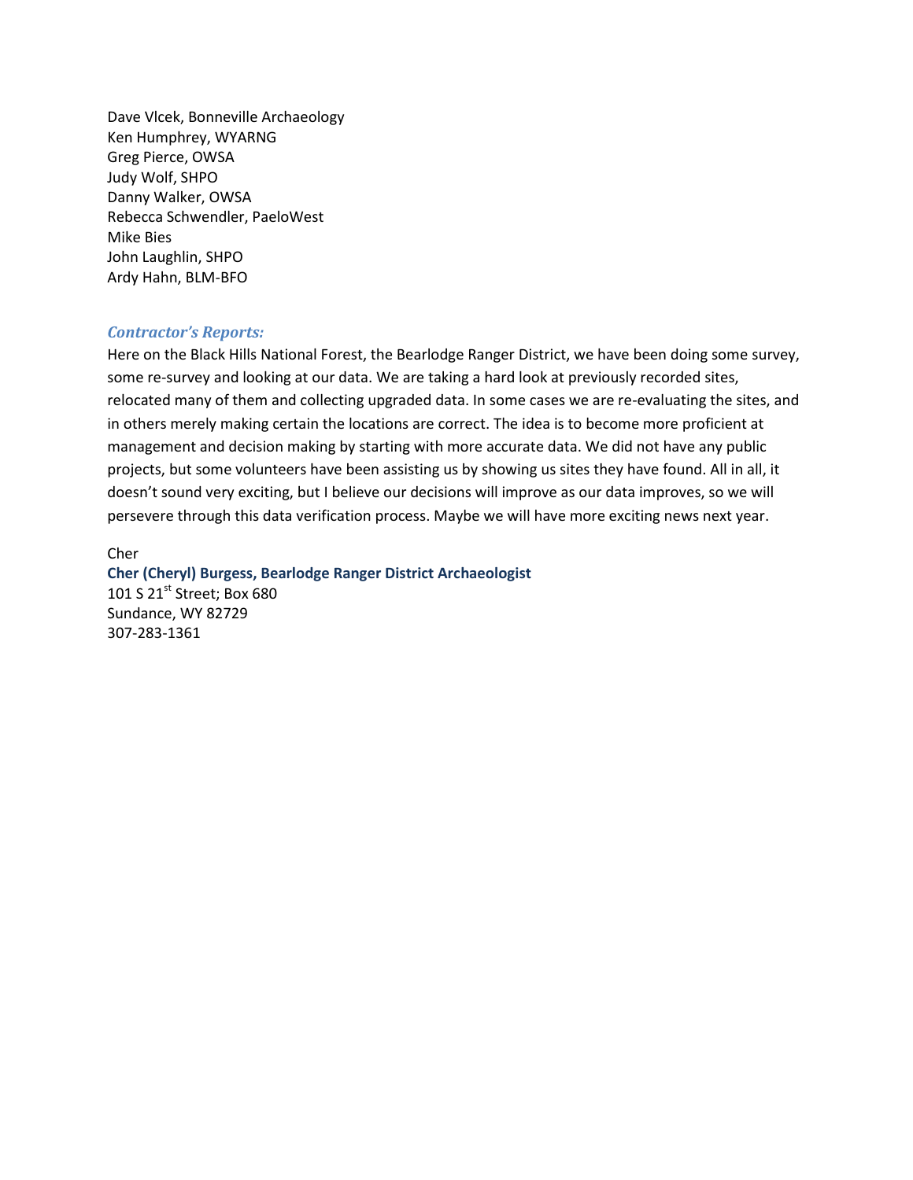Dave Vlcek, Bonneville Archaeology
Ken Humphrey, WYARNG
Greg Pierce, OWSA
Judy Wolf, SHPO
Danny Walker, OWSA
Rebecca Schwendler, PaeloWest
Mike Bies
John Laughlin, SHPO
Ardy Hahn, BLM-BFO

### *Contractor's Reports:*

Here on the Black Hills National Forest, the Bearlodge Ranger District, we have been doing some survey, some re-survey and looking at our data. We are taking a hard look at previously recorded sites, relocated many of them and collecting upgraded data. In some cases we are re-evaluating the sites, and in others merely making certain the locations are correct. The idea is to become more proficient at management and decision making by starting with more accurate data. We did not have any public projects, but some volunteers have been assisting us by showing us sites they have found. All in all, it doesn't sound very exciting, but I believe our decisions will improve as our data improves, so we will persevere through this data verification process. Maybe we will have more exciting news next year.

Cher

**Cher (Cheryl) Burgess, Bearlodge Ranger District Archaeologist**
101 S 21st Street; Box 680
Sundance, WY 82729
307-283-1361